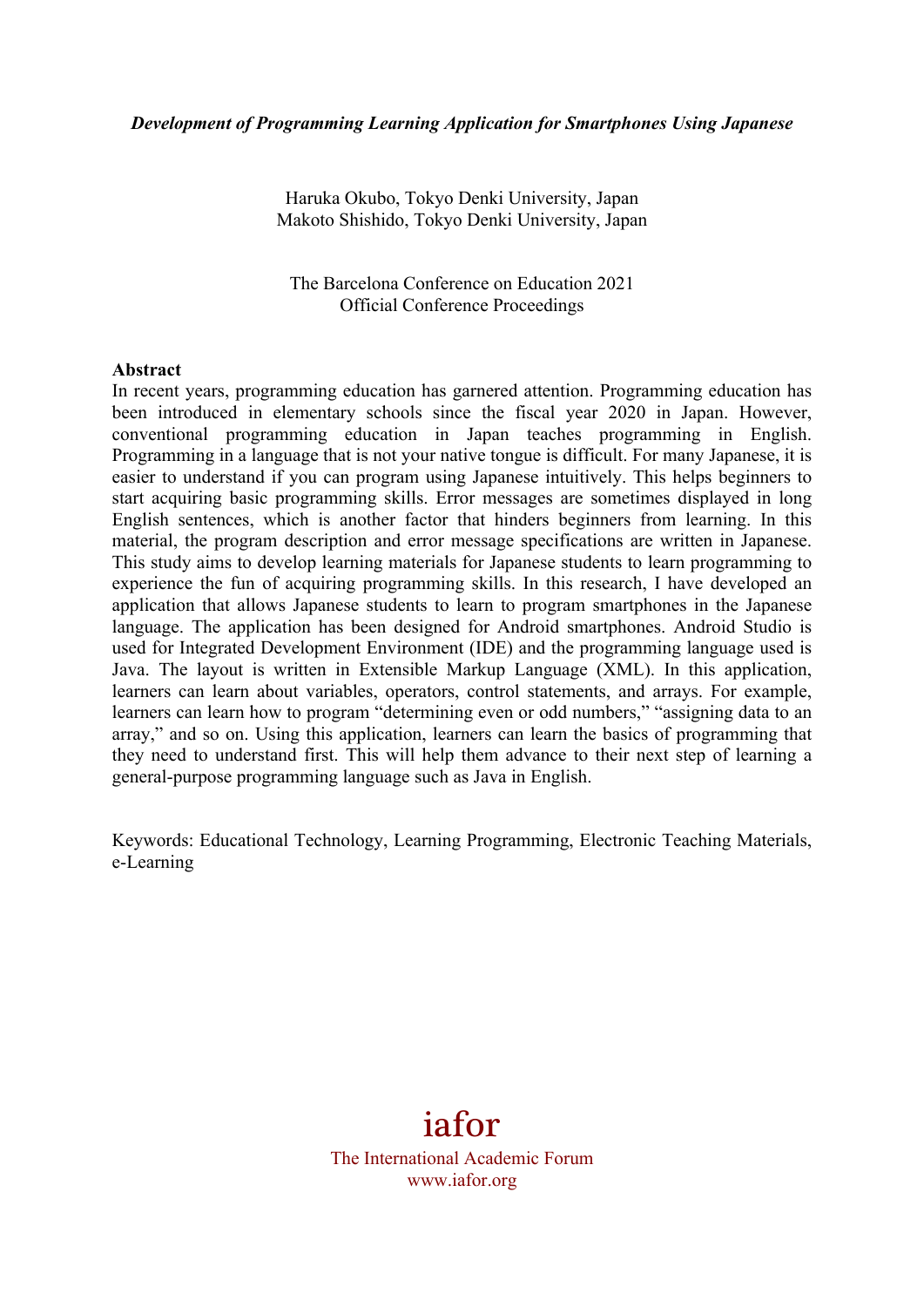# *Development of Programming Learning Application for Smartphones Using Japanese*

Haruka Okubo, Tokyo Denki University, Japan
Makoto Shishido, Tokyo Denki University, Japan

The Barcelona Conference on Education 2021
Official Conference Proceedings

**Abstract**

In recent years, programming education has garnered attention. Programming education has been introduced in elementary schools since the fiscal year 2020 in Japan. However, conventional programming education in Japan teaches programming in English. Programming in a language that is not your native tongue is difficult. For many Japanese, it is easier to understand if you can program using Japanese intuitively. This helps beginners to start acquiring basic programming skills. Error messages are sometimes displayed in long English sentences, which is another factor that hinders beginners from learning. In this material, the program description and error message specifications are written in Japanese. This study aims to develop learning materials for Japanese students to learn programming to experience the fun of acquiring programming skills. In this research, I have developed an application that allows Japanese students to learn to program smartphones in the Japanese language. The application has been designed for Android smartphones. Android Studio is used for Integrated Development Environment (IDE) and the programming language used is Java. The layout is written in Extensible Markup Language (XML). In this application, learners can learn about variables, operators, control statements, and arrays. For example, learners can learn how to program "determining even or odd numbers," "assigning data to an array," and so on. Using this application, learners can learn the basics of programming that they need to understand first. This will help them advance to their next step of learning a general-purpose programming language such as Java in English.

Keywords: Educational Technology, Learning Programming, Electronic Teaching Materials, e-Learning

iafor
The International Academic Forum
www.iafor.org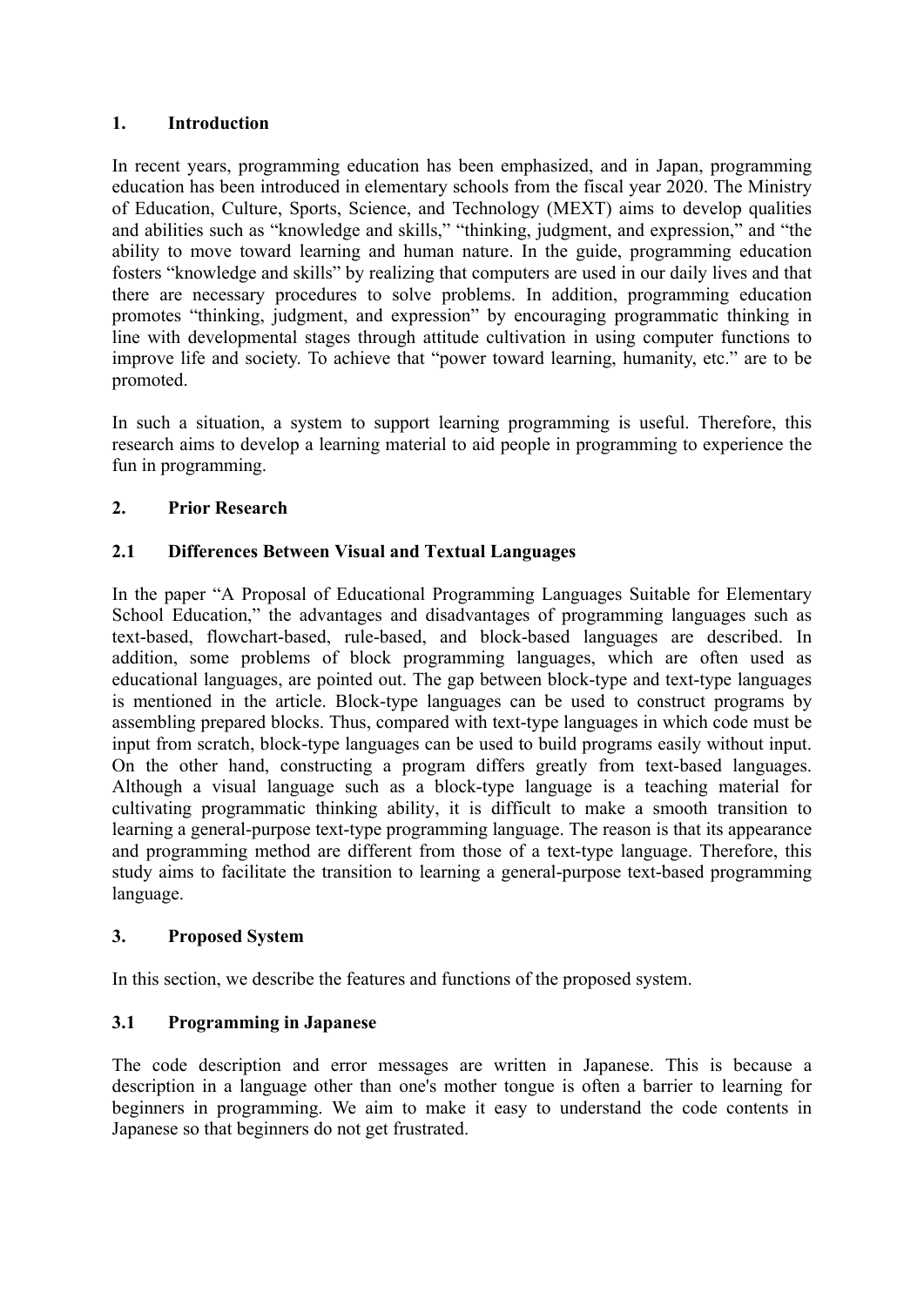## 1. Introduction

In recent years, programming education has been emphasized, and in Japan, programming education has been introduced in elementary schools from the fiscal year 2020. The Ministry of Education, Culture, Sports, Science, and Technology (MEXT) aims to develop qualities and abilities such as "knowledge and skills," "thinking, judgment, and expression," and "the ability to move toward learning and human nature. In the guide, programming education fosters "knowledge and skills" by realizing that computers are used in our daily lives and that there are necessary procedures to solve problems. In addition, programming education promotes "thinking, judgment, and expression" by encouraging programmatic thinking in line with developmental stages through attitude cultivation in using computer functions to improve life and society. To achieve that "power toward learning, humanity, etc." are to be promoted.

In such a situation, a system to support learning programming is useful. Therefore, this research aims to develop a learning material to aid people in programming to experience the fun in programming.

## 2. Prior Research

### 2.1 Differences Between Visual and Textual Languages

In the paper "A Proposal of Educational Programming Languages Suitable for Elementary School Education," the advantages and disadvantages of programming languages such as text-based, flowchart-based, rule-based, and block-based languages are described. In addition, some problems of block programming languages, which are often used as educational languages, are pointed out. The gap between block-type and text-type languages is mentioned in the article. Block-type languages can be used to construct programs by assembling prepared blocks. Thus, compared with text-type languages in which code must be input from scratch, block-type languages can be used to build programs easily without input. On the other hand, constructing a program differs greatly from text-based languages. Although a visual language such as a block-type language is a teaching material for cultivating programmatic thinking ability, it is difficult to make a smooth transition to learning a general-purpose text-type programming language. The reason is that its appearance and programming method are different from those of a text-type language. Therefore, this study aims to facilitate the transition to learning a general-purpose text-based programming language.

## 3. Proposed System

In this section, we describe the features and functions of the proposed system.

### 3.1 Programming in Japanese

The code description and error messages are written in Japanese. This is because a description in a language other than one's mother tongue is often a barrier to learning for beginners in programming. We aim to make it easy to understand the code contents in Japanese so that beginners do not get frustrated.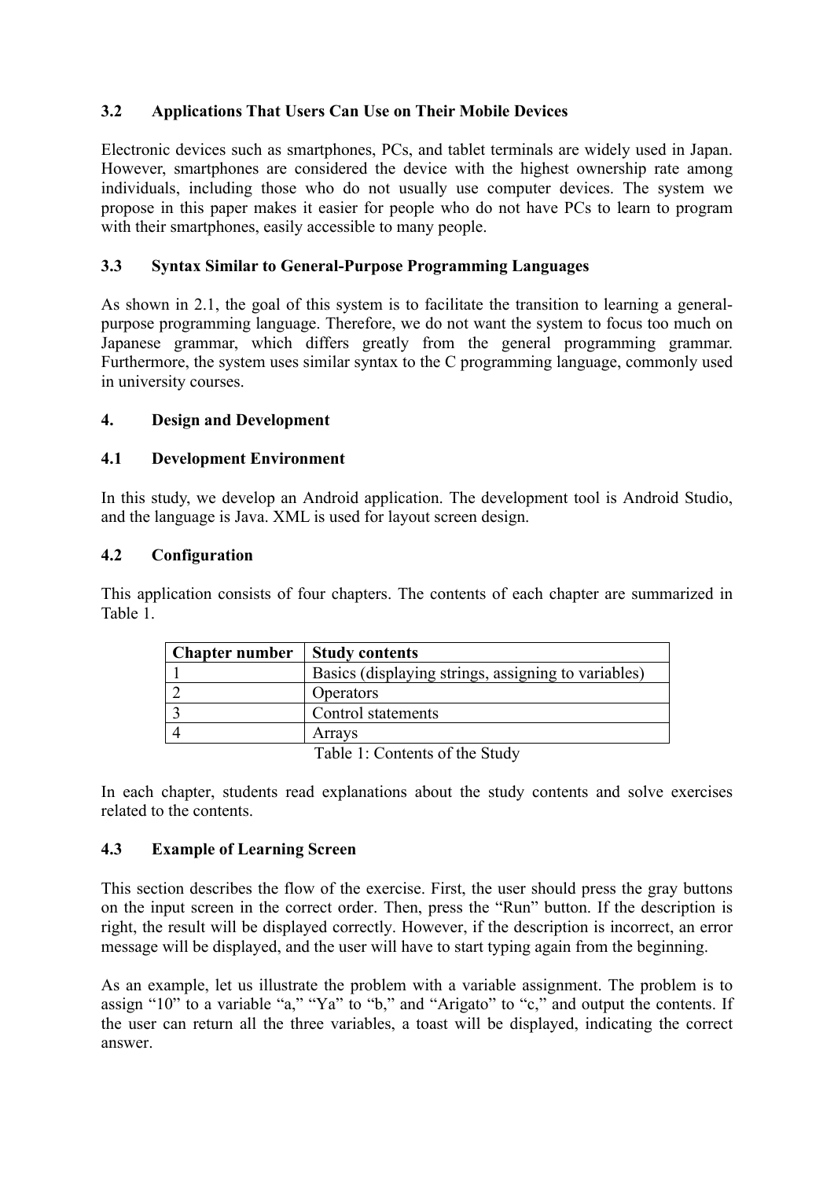### 3.2 Applications That Users Can Use on Their Mobile Devices

Electronic devices such as smartphones, PCs, and tablet terminals are widely used in Japan. However, smartphones are considered the device with the highest ownership rate among individuals, including those who do not usually use computer devices. The system we propose in this paper makes it easier for people who do not have PCs to learn to program with their smartphones, easily accessible to many people.

### 3.3 Syntax Similar to General-Purpose Programming Languages

As shown in 2.1, the goal of this system is to facilitate the transition to learning a general-purpose programming language. Therefore, we do not want the system to focus too much on Japanese grammar, which differs greatly from the general programming grammar. Furthermore, the system uses similar syntax to the C programming language, commonly used in university courses.

## 4. Design and Development

### 4.1 Development Environment

In this study, we develop an Android application. The development tool is Android Studio, and the language is Java. XML is used for layout screen design.

### 4.2 Configuration

This application consists of four chapters. The contents of each chapter are summarized in Table 1.

| Chapter number | Study contents |
|---|---|
| 1 | Basics (displaying strings, assigning to variables) |
| 2 | Operators |
| 3 | Control statements |
| 4 | Arrays |

Table 1: Contents of the Study

In each chapter, students read explanations about the study contents and solve exercises related to the contents.

### 4.3 Example of Learning Screen

This section describes the flow of the exercise. First, the user should press the gray buttons on the input screen in the correct order. Then, press the “Run” button. If the description is right, the result will be displayed correctly. However, if the description is incorrect, an error message will be displayed, and the user will have to start typing again from the beginning.

As an example, let us illustrate the problem with a variable assignment. The problem is to assign “10” to a variable “a,” “Ya” to “b,” and “Arigato” to “c,” and output the contents. If the user can return all the three variables, a toast will be displayed, indicating the correct answer.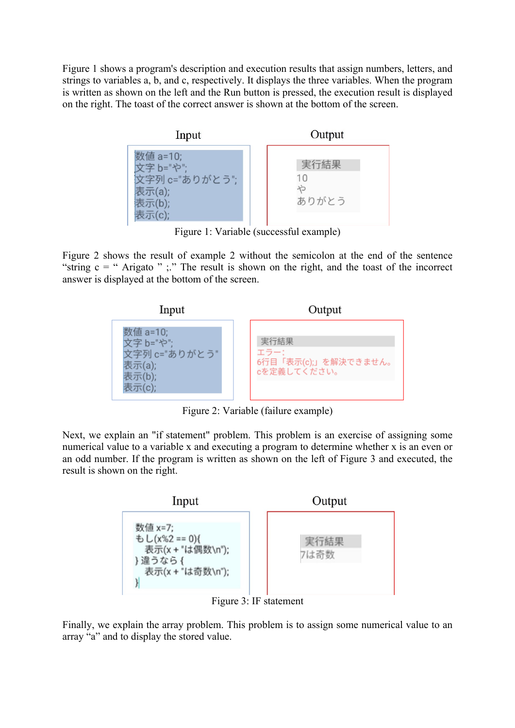Figure 1 shows a program's description and execution results that assign numbers, letters, and strings to variables a, b, and c, respectively. It displays the three variables. When the program is written as shown on the left and the Run button is pressed, the execution result is displayed on the right. The toast of the correct answer is shown at the bottom of the screen.

Input

```
数値 a=10;
文字 b="や";
文字列 c="ありがとう";
表示(a);
表示(b);
表示(c);
```

Output

```
実行結果
10
や
ありがとう
```

Figure 1: Variable (successful example)

Figure 2 shows the result of example 2 without the semicolon at the end of the sentence “string c = “ Arigato ” ;.” The result is shown on the right, and the toast of the incorrect answer is displayed at the bottom of the screen.

Input

```
数値 a=10;
文字 b="や";
文字列 c="ありがとう"
表示(a);
表示(b);
表示(c);
```

Output

```
実行結果
エラー:
6行目「表示(c);」を解決できません。
cを定義してください。
```

Figure 2: Variable (failure example)

Next, we explain an "if statement" problem. This problem is an exercise of assigning some numerical value to a variable x and executing a program to determine whether x is an even or an odd number. If the program is written as shown on the left of Figure 3 and executed, the result is shown on the right.

Input

```
数値 x=7;
もし(x%2 == 0){
  表示(x + "は偶数\n");
} 違うなら {
  表示(x + "は奇数\n");
}
```

Output

```
実行結果
7は奇数
```

Figure 3: IF statement

Finally, we explain the array problem. This problem is to assign some numerical value to an array “a” and to display the stored value.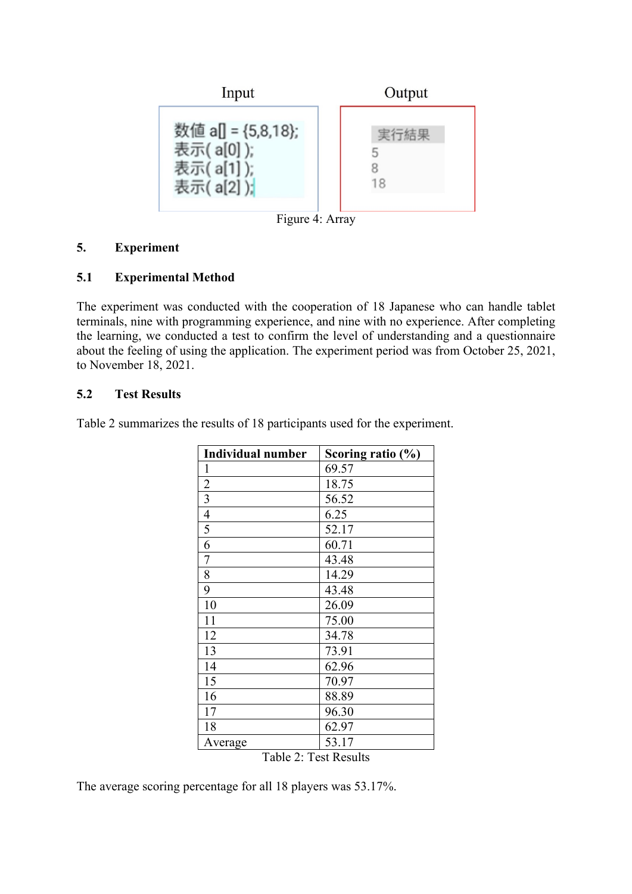Input

```
数値 a[] = {5,8,18};
表示( a[0] );
表示( a[1] );
表示( a[2] );
```

Output

```
実行結果
5
8
18
```

Figure 4: Array

## 5. Experiment

### 5.1 Experimental Method

The experiment was conducted with the cooperation of 18 Japanese who can handle tablet terminals, nine with programming experience, and nine with no experience. After completing the learning, we conducted a test to confirm the level of understanding and a questionnaire about the feeling of using the application. The experiment period was from October 25, 2021, to November 18, 2021.

### 5.2 Test Results

Table 2 summarizes the results of 18 participants used for the experiment.

| Individual number | Scoring ratio (%) |
|---|---|
| 1 | 69.57 |
| 2 | 18.75 |
| 3 | 56.52 |
| 4 | 6.25 |
| 5 | 52.17 |
| 6 | 60.71 |
| 7 | 43.48 |
| 8 | 14.29 |
| 9 | 43.48 |
| 10 | 26.09 |
| 11 | 75.00 |
| 12 | 34.78 |
| 13 | 73.91 |
| 14 | 62.96 |
| 15 | 70.97 |
| 16 | 88.89 |
| 17 | 96.30 |
| 18 | 62.97 |
| Average | 53.17 |

Table 2: Test Results

The average scoring percentage for all 18 players was 53.17%.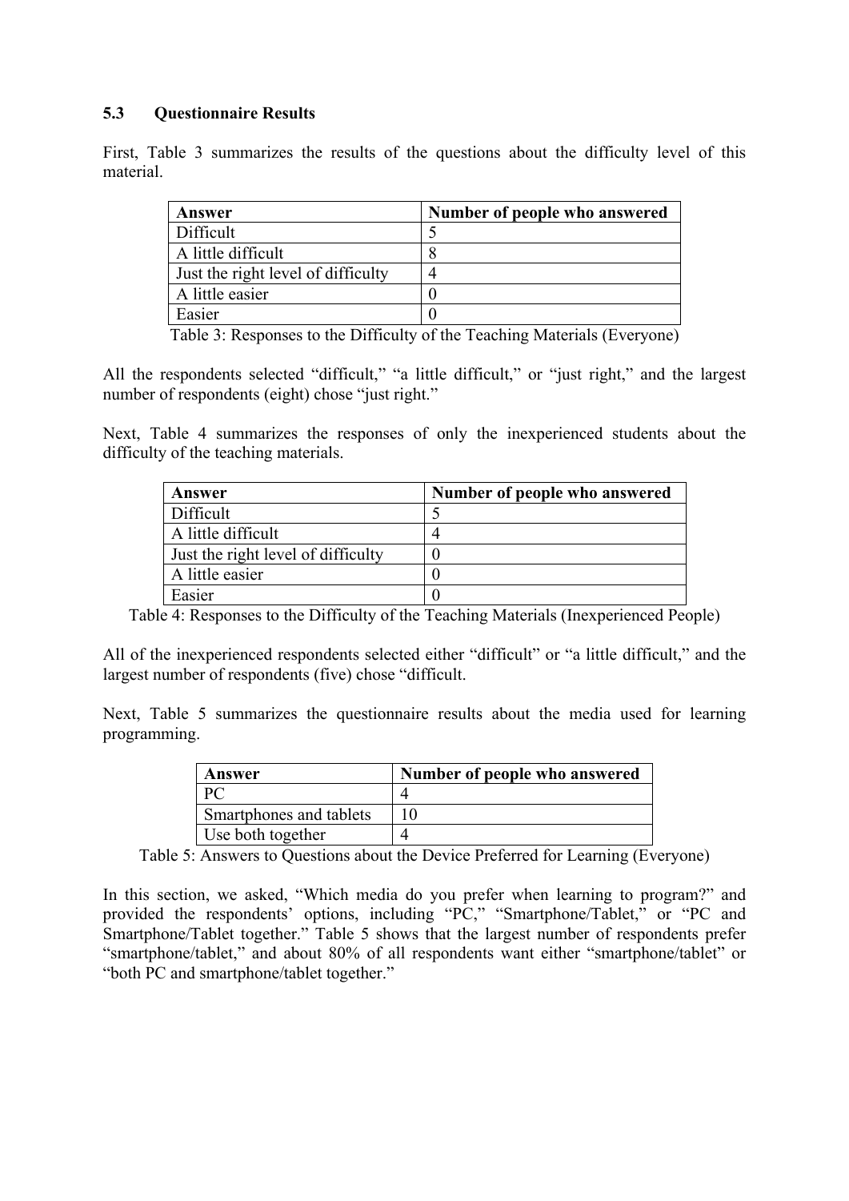### 5.3 Questionnaire Results

First, Table 3 summarizes the results of the questions about the difficulty level of this material.

| Answer | Number of people who answered |
| --- | --- |
| Difficult | 5 |
| A little difficult | 8 |
| Just the right level of difficulty | 4 |
| A little easier | 0 |
| Easier | 0 |

Table 3: Responses to the Difficulty of the Teaching Materials (Everyone)

All the respondents selected “difficult,” “a little difficult,” or “just right,” and the largest number of respondents (eight) chose “just right.”

Next, Table 4 summarizes the responses of only the inexperienced students about the difficulty of the teaching materials.

| Answer | Number of people who answered |
| --- | --- |
| Difficult | 5 |
| A little difficult | 4 |
| Just the right level of difficulty | 0 |
| A little easier | 0 |
| Easier | 0 |

Table 4: Responses to the Difficulty of the Teaching Materials (Inexperienced People)

All of the inexperienced respondents selected either “difficult” or “a little difficult,” and the largest number of respondents (five) chose “difficult.

Next, Table 5 summarizes the questionnaire results about the media used for learning programming.

| Answer | Number of people who answered |
| --- | --- |
| PC | 4 |
| Smartphones and tablets | 10 |
| Use both together | 4 |

Table 5: Answers to Questions about the Device Preferred for Learning (Everyone)

In this section, we asked, “Which media do you prefer when learning to program?” and provided the respondents’ options, including “PC,” “Smartphone/Tablet,” or “PC and Smartphone/Tablet together.” Table 5 shows that the largest number of respondents prefer “smartphone/tablet,” and about 80% of all respondents want either “smartphone/tablet” or “both PC and smartphone/tablet together.”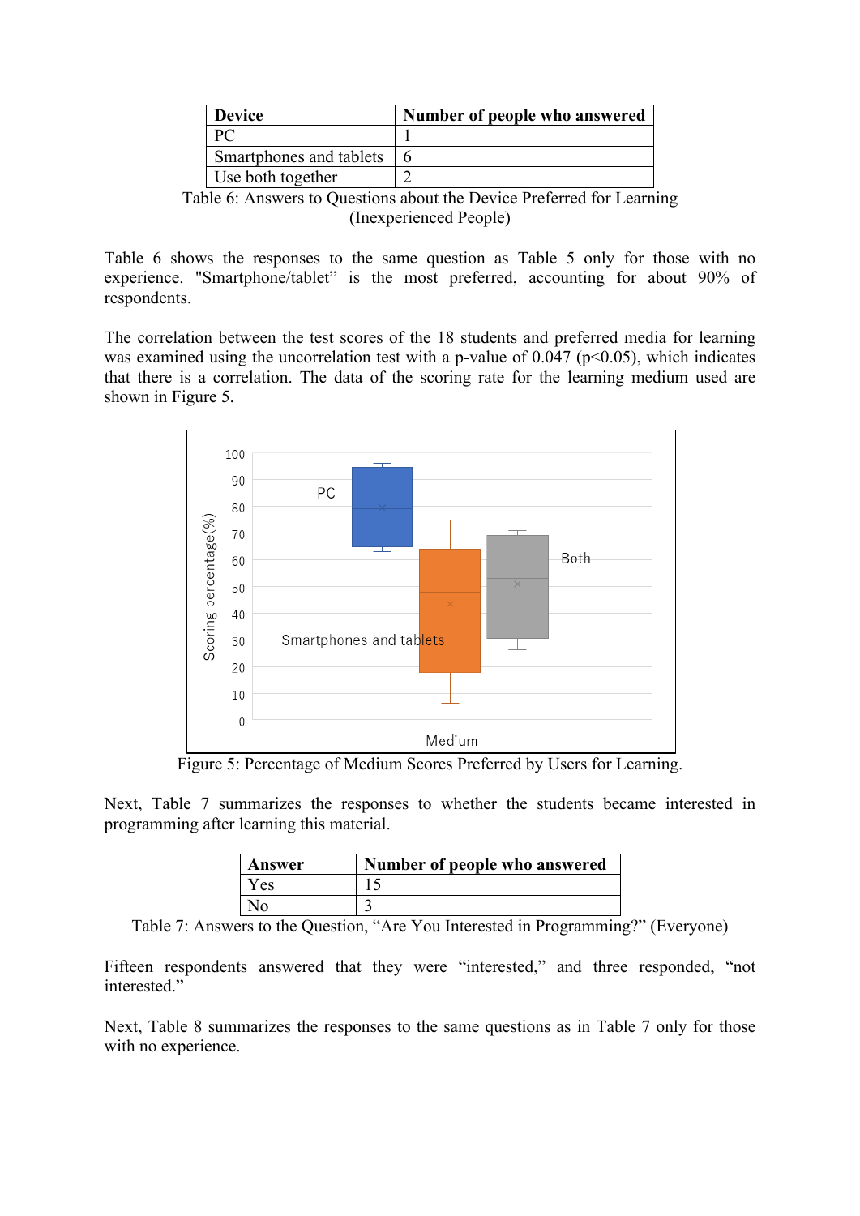| Device | Number of people who answered |
|---|---|
| PC | 1 |
| Smartphones and tablets | 6 |
| Use both together | 2 |

Table 6: Answers to Questions about the Device Preferred for Learning (Inexperienced People)

Table 6 shows the responses to the same question as Table 5 only for those with no experience. "Smartphone/tablet" is the most preferred, accounting for about 90% of respondents.

The correlation between the test scores of the 18 students and preferred media for learning was examined using the uncorrelation test with a p-value of 0.047 ($p<0.05$), which indicates that there is a correlation. The data of the scoring rate for the learning medium used are shown in Figure 5.

Figure 5: Percentage of Medium Scores Preferred by Users for Learning.

Next, Table 7 summarizes the responses to whether the students became interested in programming after learning this material.

| Answer | Number of people who answered |
|---|---|
| Yes | 15 |
| No | 3 |

Table 7: Answers to the Question, "Are You Interested in Programming?" (Everyone)

Fifteen respondents answered that they were "interested," and three responded, "not interested."

Next, Table 8 summarizes the responses to the same questions as in Table 7 only for those with no experience.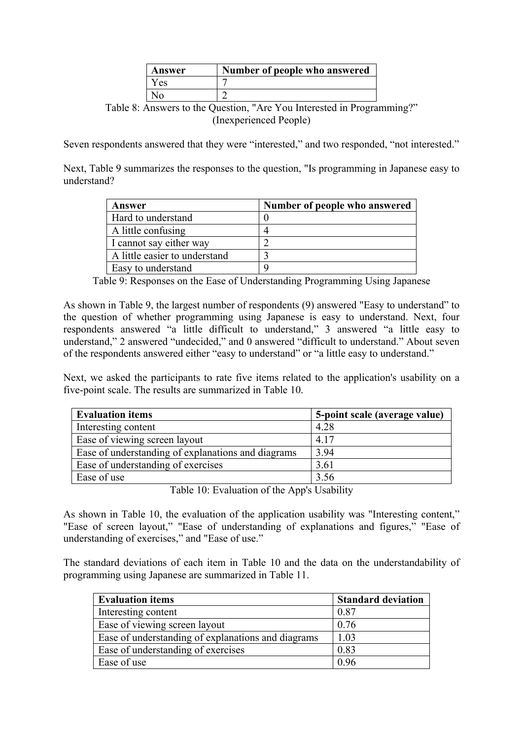| Answer | Number of people who answered |
| --- | --- |
| Yes | 7 |
| No | 2 |

Table 8: Answers to the Question, "Are You Interested in Programming?" (Inexperienced People)

Seven respondents answered that they were "interested," and two responded, "not interested."

Next, Table 9 summarizes the responses to the question, "Is programming in Japanese easy to understand?

| Answer | Number of people who answered |
| --- | --- |
| Hard to understand | 0 |
| A little confusing | 4 |
| I cannot say either way | 2 |
| A little easier to understand | 3 |
| Easy to understand | 9 |

Table 9: Responses on the Ease of Understanding Programming Using Japanese

As shown in Table 9, the largest number of respondents (9) answered "Easy to understand" to the question of whether programming using Japanese is easy to understand. Next, four respondents answered "a little difficult to understand," 3 answered "a little easy to understand," 2 answered "undecided," and 0 answered "difficult to understand." About seven of the respondents answered either "easy to understand" or "a little easy to understand."

Next, we asked the participants to rate five items related to the application's usability on a five-point scale. The results are summarized in Table 10.

| Evaluation items | 5-point scale (average value) |
| --- | --- |
| Interesting content | 4.28 |
| Ease of viewing screen layout | 4.17 |
| Ease of understanding of explanations and diagrams | 3.94 |
| Ease of understanding of exercises | 3.61 |
| Ease of use | 3.56 |

Table 10: Evaluation of the App's Usability

As shown in Table 10, the evaluation of the application usability was "Interesting content," "Ease of screen layout," "Ease of understanding of explanations and figures," "Ease of understanding of exercises," and "Ease of use."

The standard deviations of each item in Table 10 and the data on the understandability of programming using Japanese are summarized in Table 11.

| Evaluation items | Standard deviation |
| --- | --- |
| Interesting content | 0.87 |
| Ease of viewing screen layout | 0.76 |
| Ease of understanding of explanations and diagrams | 1.03 |
| Ease of understanding of exercises | 0.83 |
| Ease of use | 0.96 |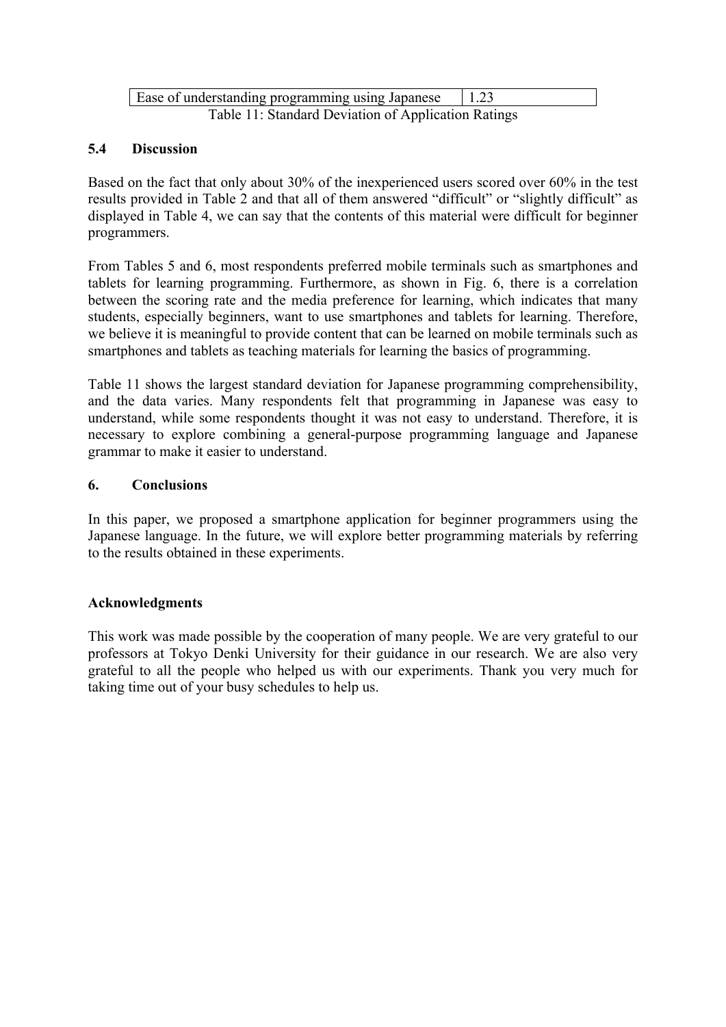| Ease of understanding programming using Japanese | 1.23 |
|---|---|

Table 11: Standard Deviation of Application Ratings

### 5.4 Discussion

Based on the fact that only about 30% of the inexperienced users scored over 60% in the test results provided in Table 2 and that all of them answered "difficult" or "slightly difficult" as displayed in Table 4, we can say that the contents of this material were difficult for beginner programmers.

From Tables 5 and 6, most respondents preferred mobile terminals such as smartphones and tablets for learning programming. Furthermore, as shown in Fig. 6, there is a correlation between the scoring rate and the media preference for learning, which indicates that many students, especially beginners, want to use smartphones and tablets for learning. Therefore, we believe it is meaningful to provide content that can be learned on mobile terminals such as smartphones and tablets as teaching materials for learning the basics of programming.

Table 11 shows the largest standard deviation for Japanese programming comprehensibility, and the data varies. Many respondents felt that programming in Japanese was easy to understand, while some respondents thought it was not easy to understand. Therefore, it is necessary to explore combining a general-purpose programming language and Japanese grammar to make it easier to understand.

## 6. Conclusions

In this paper, we proposed a smartphone application for beginner programmers using the Japanese language. In the future, we will explore better programming materials by referring to the results obtained in these experiments.

## Acknowledgments

This work was made possible by the cooperation of many people. We are very grateful to our professors at Tokyo Denki University for their guidance in our research. We are also very grateful to all the people who helped us with our experiments. Thank you very much for taking time out of your busy schedules to help us.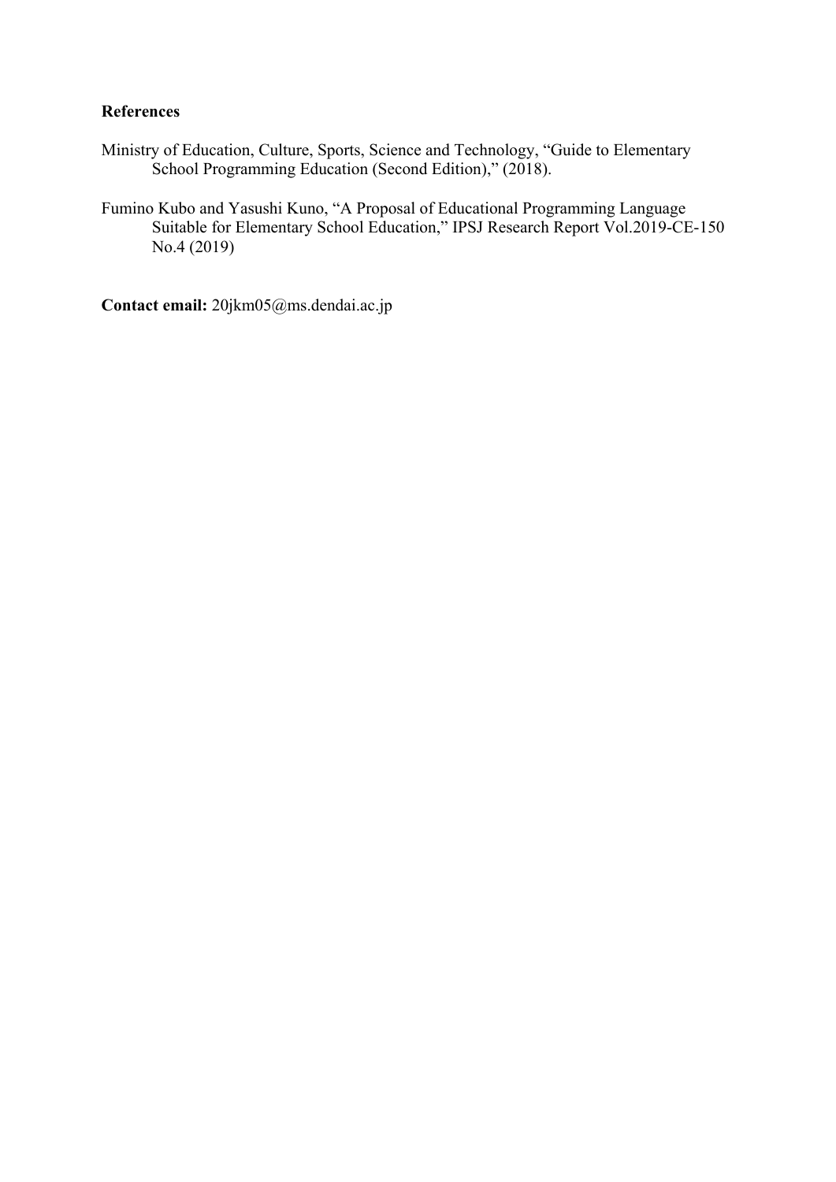**References**

Ministry of Education, Culture, Sports, Science and Technology, "Guide to Elementary School Programming Education (Second Edition)," (2018).

Fumino Kubo and Yasushi Kuno, "A Proposal of Educational Programming Language Suitable for Elementary School Education," IPSJ Research Report Vol.2019-CE-150 No.4 (2019)

**Contact email:** 20jkm05@ms.dendai.ac.jp